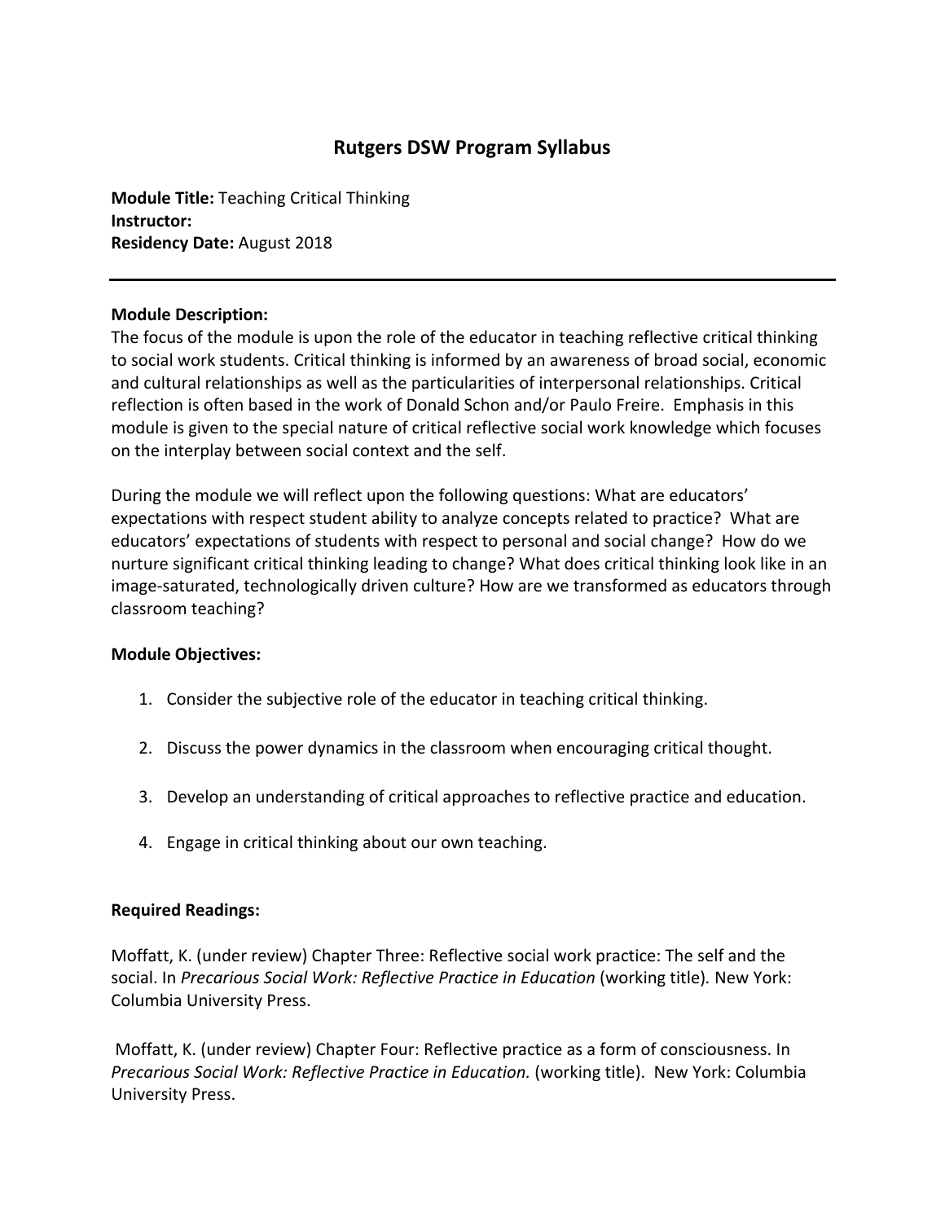# Rutgers DSW Program Syllabus

**Module Title:** Teaching Critical Thinking
**Instructor:**
**Residency Date:** August 2018

---

**Module Description:**
The focus of the module is upon the role of the educator in teaching reflective critical thinking to social work students. Critical thinking is informed by an awareness of broad social, economic and cultural relationships as well as the particularities of interpersonal relationships. Critical reflection is often based in the work of Donald Schon and/or Paulo Freire. Emphasis in this module is given to the special nature of critical reflective social work knowledge which focuses on the interplay between social context and the self.

During the module we will reflect upon the following questions: What are educators' expectations with respect student ability to analyze concepts related to practice? What are educators' expectations of students with respect to personal and social change? How do we nurture significant critical thinking leading to change? What does critical thinking look like in an image-saturated, technologically driven culture? How are we transformed as educators through classroom teaching?

**Module Objectives:**

1. Consider the subjective role of the educator in teaching critical thinking.

2. Discuss the power dynamics in the classroom when encouraging critical thought.

3. Develop an understanding of critical approaches to reflective practice and education.

4. Engage in critical thinking about our own teaching.

**Required Readings:**

Moffatt, K. (under review) Chapter Three: Reflective social work practice: The self and the social. In *Precarious Social Work: Reflective Practice in Education* (working title). New York: Columbia University Press.

Moffatt, K. (under review) Chapter Four: Reflective practice as a form of consciousness. In *Precarious Social Work: Reflective Practice in Education.* (working title). New York: Columbia University Press.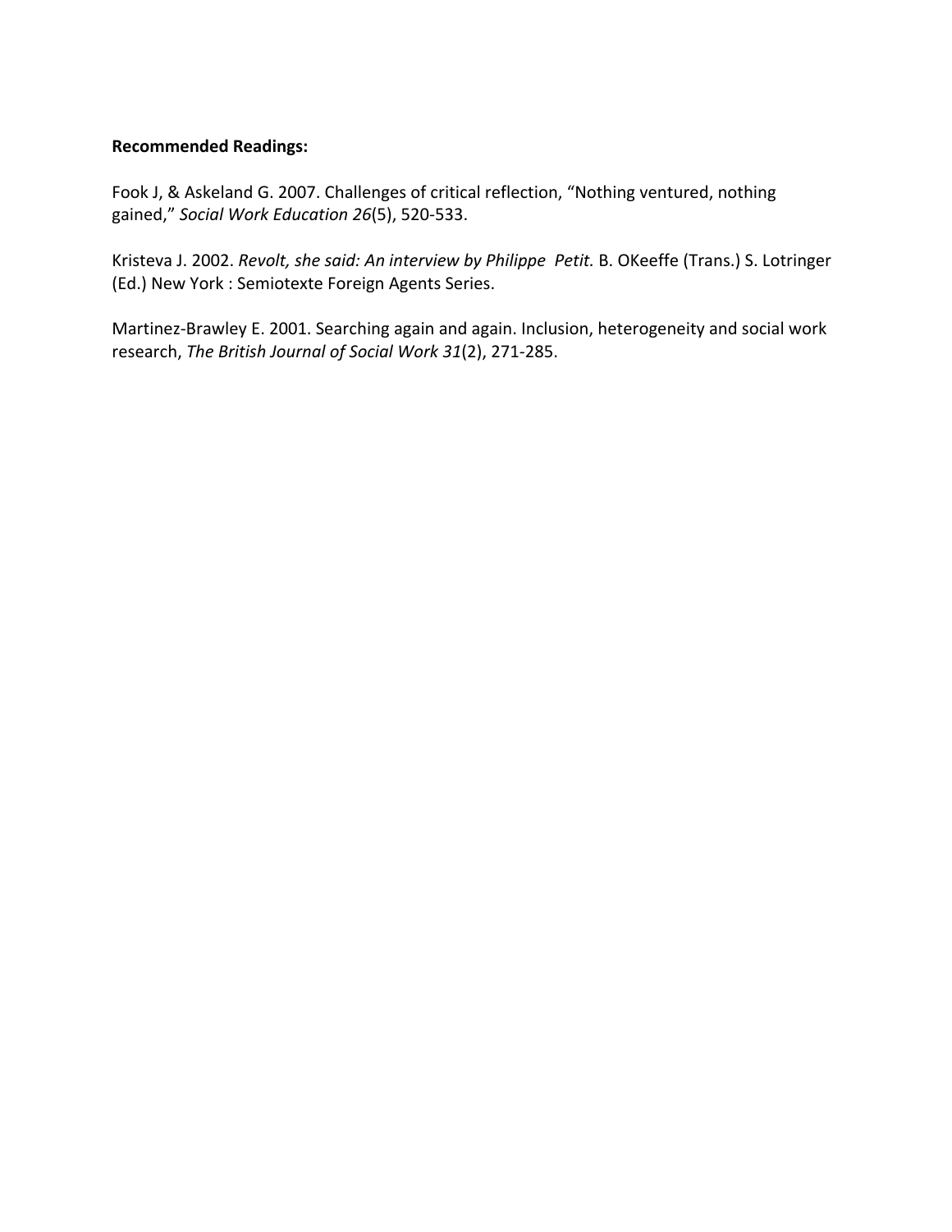**Recommended Readings:**

Fook J, & Askeland G. 2007. Challenges of critical reflection, "Nothing ventured, nothing gained," *Social Work Education 26*(5), 520-533.

Kristeva J. 2002. *Revolt, she said: An interview by Philippe Petit.* B. OKeeffe (Trans.) S. Lotringer (Ed.) New York : Semiotexte Foreign Agents Series.

Martinez-Brawley E. 2001. Searching again and again. Inclusion, heterogeneity and social work research, *The British Journal of Social Work 31*(2), 271-285.